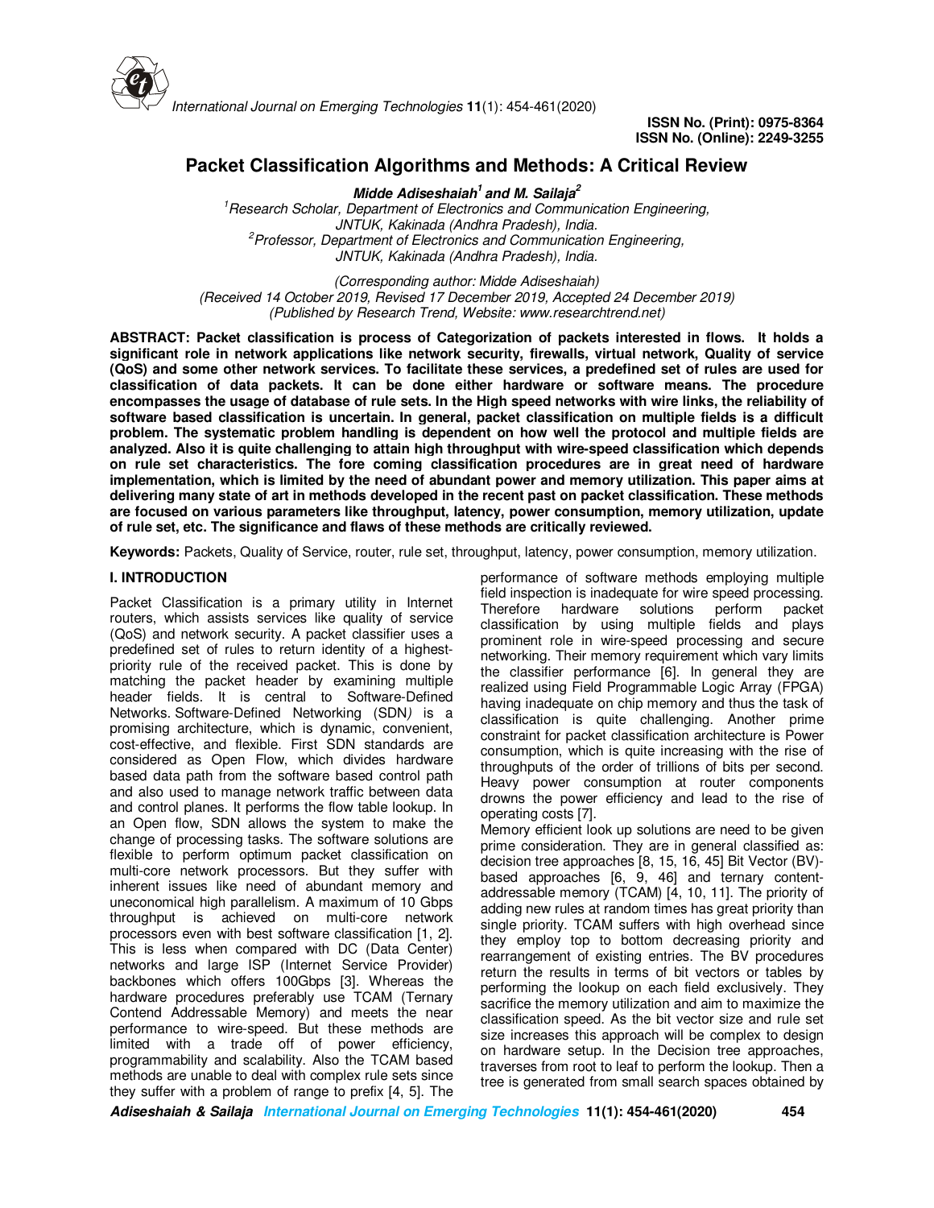# Packet Classification Algorithms and Methods: A Critical Review

**Midde Adiseshaiah[1] and M. Sailaja[2]**

[1]Research Scholar, Department of Electronics and Communication Engineering, JNTUK, Kakinada (Andhra Pradesh), India.
[2]Professor, Department of Electronics and Communication Engineering, JNTUK, Kakinada (Andhra Pradesh), India.

(Corresponding author: Midde Adiseshaiah)
(Received 14 October 2019, Revised 17 December 2019, Accepted 24 December 2019)
(Published by Research Trend, Website: www.researchtrend.net)

**ABSTRACT: Packet classification is process of Categorization of packets interested in flows. It holds a significant role in network applications like network security, firewalls, virtual network, Quality of service (QoS) and some other network services. To facilitate these services, a predefined set of rules are used for classification of data packets. It can be done either hardware or software means. The procedure encompasses the usage of database of rule sets. In the High speed networks with wire links, the reliability of software based classification is uncertain. In general, packet classification on multiple fields is a difficult problem. The systematic problem handling is dependent on how well the protocol and multiple fields are analyzed. Also it is quite challenging to attain high throughput with wire-speed classification which depends on rule set characteristics. The fore coming classification procedures are in great need of hardware implementation, which is limited by the need of abundant power and memory utilization. This paper aims at delivering many state of art in methods developed in the recent past on packet classification. These methods are focused on various parameters like throughput, latency, power consumption, memory utilization, update of rule set, etc. The significance and flaws of these methods are critically reviewed.**

**Keywords:** Packets, Quality of Service, router, rule set, throughput, latency, power consumption, memory utilization.

## I. INTRODUCTION

Packet Classification is a primary utility in Internet routers, which assists services like quality of service (QoS) and network security. A packet classifier uses a predefined set of rules to return identity of a highest-priority rule of the received packet. This is done by matching the packet header by examining multiple header fields. It is central to Software-Defined Networks. Software-Defined Networking (SDN) is a promising architecture, which is dynamic, convenient, cost-effective, and flexible. First SDN standards are considered as Open Flow, which divides hardware based data path from the software based control path and also used to manage network traffic between data and control planes. It performs the flow table lookup. In an Open flow, SDN allows the system to make the change of processing tasks. The software solutions are flexible to perform optimum packet classification on multi-core network processors. But they suffer with inherent issues like need of abundant memory and uneconomical high parallelism. A maximum of 10 Gbps throughput is achieved on multi-core network processors even with best software classification [1, 2]. This is less when compared with DC (Data Center) networks and large ISP (Internet Service Provider) backbones which offers 100Gbps [3]. Whereas the hardware procedures preferably use TCAM (Ternary Contend Addressable Memory) and meets the near performance to wire-speed. But these methods are limited with a trade off of power efficiency, programmability and scalability. Also the TCAM based methods are unable to deal with complex rule sets since they suffer with a problem of range to prefix [4, 5]. The performance of software methods employing multiple field inspection is inadequate for wire speed processing. Therefore hardware solutions perform packet classification by using multiple fields and plays prominent role in wire-speed processing and secure networking. Their memory requirement which vary limits the classifier performance [6]. In general they are realized using Field Programmable Logic Array (FPGA) having inadequate on chip memory and thus the task of classification is quite challenging. Another prime constraint for packet classification architecture is Power consumption, which is quite increasing with the rise of throughputs of the order of trillions of bits per second. Heavy power consumption at router components drowns the power efficiency and lead to the rise of operating costs [7].

Memory efficient look up solutions are need to be given prime consideration. They are in general classified as: decision tree approaches [8, 15, 16, 45] Bit Vector (BV)-based approaches [6, 9, 46] and ternary content-addressable memory (TCAM) [4, 10, 11]. The priority of adding new rules at random times has great priority than single priority. TCAM suffers with high overhead since they employ top to bottom decreasing priority and rearrangement of existing entries. The BV procedures return the results in terms of bit vectors or tables by performing the lookup on each field exclusively. They sacrifice the memory utilization and aim to maximize the classification speed. As the bit vector size and rule set size increases this approach will be complex to design on hardware setup. In the Decision tree approaches, traverses from root to leaf to perform the lookup. Then a tree is generated from small search spaces obtained by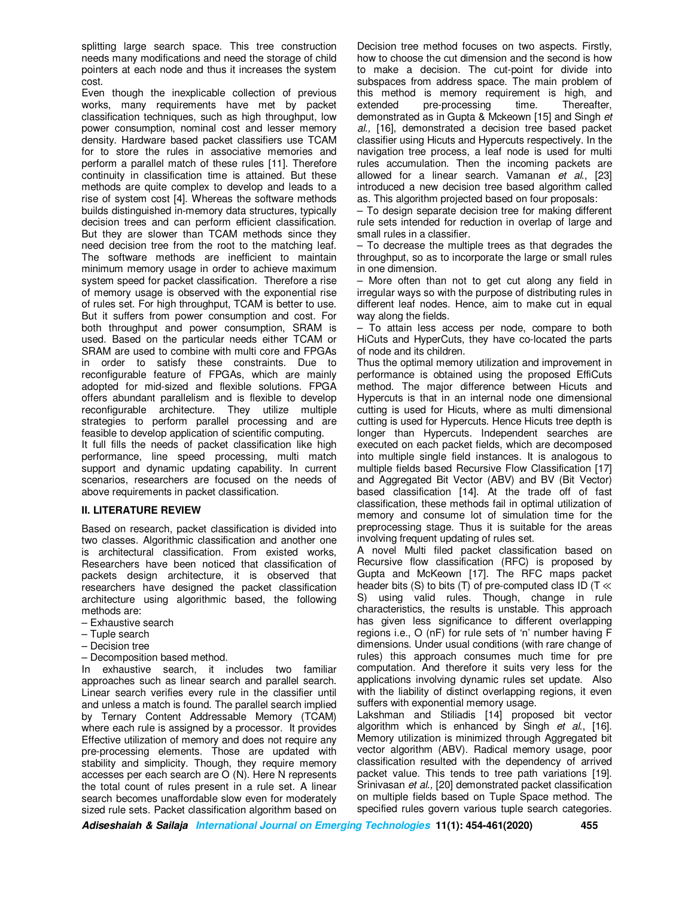splitting large search space. This tree construction needs many modifications and need the storage of child pointers at each node and thus it increases the system cost.

Even though the inexplicable collection of previous works, many requirements have met by packet classification techniques, such as high throughput, low power consumption, nominal cost and lesser memory density. Hardware based packet classifiers use TCAM for to store the rules in associative memories and perform a parallel match of these rules [11]. Therefore continuity in classification time is attained. But these methods are quite complex to develop and leads to a rise of system cost [4]. Whereas the software methods builds distinguished in-memory data structures, typically decision trees and can perform efficient classification. But they are slower than TCAM methods since they need decision tree from the root to the matching leaf. The software methods are inefficient to maintain minimum memory usage in order to achieve maximum system speed for packet classification. Therefore a rise of memory usage is observed with the exponential rise of rules set. For high throughput, TCAM is better to use. But it suffers from power consumption and cost. For both throughput and power consumption, SRAM is used. Based on the particular needs either TCAM or SRAM are used to combine with multi core and FPGAs in order to satisfy these constraints. Due to reconfigurable feature of FPGAs, which are mainly adopted for mid-sized and flexible solutions. FPGA offers abundant parallelism and is flexible to develop reconfigurable architecture. They utilize multiple strategies to perform parallel processing and are feasible to develop application of scientific computing.

It full fills the needs of packet classification like high performance, line speed processing, multi match support and dynamic updating capability. In current scenarios, researchers are focused on the needs of above requirements in packet classification.

## II. LITERATURE REVIEW

Based on research, packet classification is divided into two classes. Algorithmic classification and another one is architectural classification. From existed works, Researchers have been noticed that classification of packets design architecture, it is observed that researchers have designed the packet classification architecture using algorithmic based, the following methods are:

– Exhaustive search
– Tuple search
– Decision tree
– Decomposition based method.

In exhaustive search, it includes two familiar approaches such as linear search and parallel search. Linear search verifies every rule in the classifier until and unless a match is found. The parallel search implied by Ternary Content Addressable Memory (TCAM) where each rule is assigned by a processor. It provides Effective utilization of memory and does not require any pre-processing elements. Those are updated with stability and simplicity. Though, they require memory accesses per each search are O (N). Here N represents the total count of rules present in a rule set. A linear search becomes unaffordable slow even for moderately sized rule sets. Packet classification algorithm based on Decision tree method focuses on two aspects. Firstly, how to choose the cut dimension and the second is how to make a decision. The cut-point for divide into subspaces from address space. The main problem of this method is memory requirement is high, and extended pre-processing time. Thereafter, demonstrated as in Gupta & Mckeown [15] and Singh *et al.,* [16], demonstrated a decision tree based packet classifier using Hicuts and Hypercuts respectively. In the navigation tree process, a leaf node is used for multi rules accumulation. Then the incoming packets are allowed for a linear search. Vamanan *et al.*, [23] introduced a new decision tree based algorithm called as. This algorithm projected based on four proposals:

– To design separate decision tree for making different rule sets intended for reduction in overlap of large and small rules in a classifier.

– To decrease the multiple trees as that degrades the throughput, so as to incorporate the large or small rules in one dimension.

– More often than not to get cut along any field in irregular ways so with the purpose of distributing rules in different leaf nodes. Hence, aim to make cut in equal way along the fields.

– To attain less access per node, compare to both HiCuts and HyperCuts, they have co-located the parts of node and its children.

Thus the optimal memory utilization and improvement in performance is obtained using the proposed EffiCuts method. The major difference between Hicuts and Hypercuts is that in an internal node one dimensional cutting is used for Hicuts, where as multi dimensional cutting is used for Hypercuts. Hence Hicuts tree depth is longer than Hypercuts. Independent searches are executed on each packet fields, which are decomposed into multiple single field instances. It is analogous to multiple fields based Recursive Flow Classification [17] and Aggregated Bit Vector (ABV) and BV (Bit Vector) based classification [14]. At the trade off of fast classification, these methods fail in optimal utilization of memory and consume lot of simulation time for the preprocessing stage. Thus it is suitable for the areas involving frequent updating of rules set.

A novel Multi filed packet classification based on Recursive flow classification (RFC) is proposed by Gupta and McKeown [17]. The RFC maps packet header bits (S) to bits (T) of pre-computed class ID ($T \ll S$) using valid rules. Though, change in rule characteristics, the results is unstable. This approach has given less significance to different overlapping regions i.e., O (nF) for rule sets of 'n' number having F dimensions. Under usual conditions (with rare change of rules) this approach consumes much time for pre computation. And therefore it suits very less for the applications involving dynamic rules set update. Also with the liability of distinct overlapping regions, it even suffers with exponential memory usage.

Lakshman and Stiliadis [14] proposed bit vector algorithm which is enhanced by Singh *et al.*, [16]. Memory utilization is minimized through Aggregated bit vector algorithm (ABV). Radical memory usage, poor classification resulted with the dependency of arrived packet value. This tends to tree path variations [19]. Srinivasan *et al.,* [20] demonstrated packet classification on multiple fields based on Tuple Space method. The specified rules govern various tuple search categories.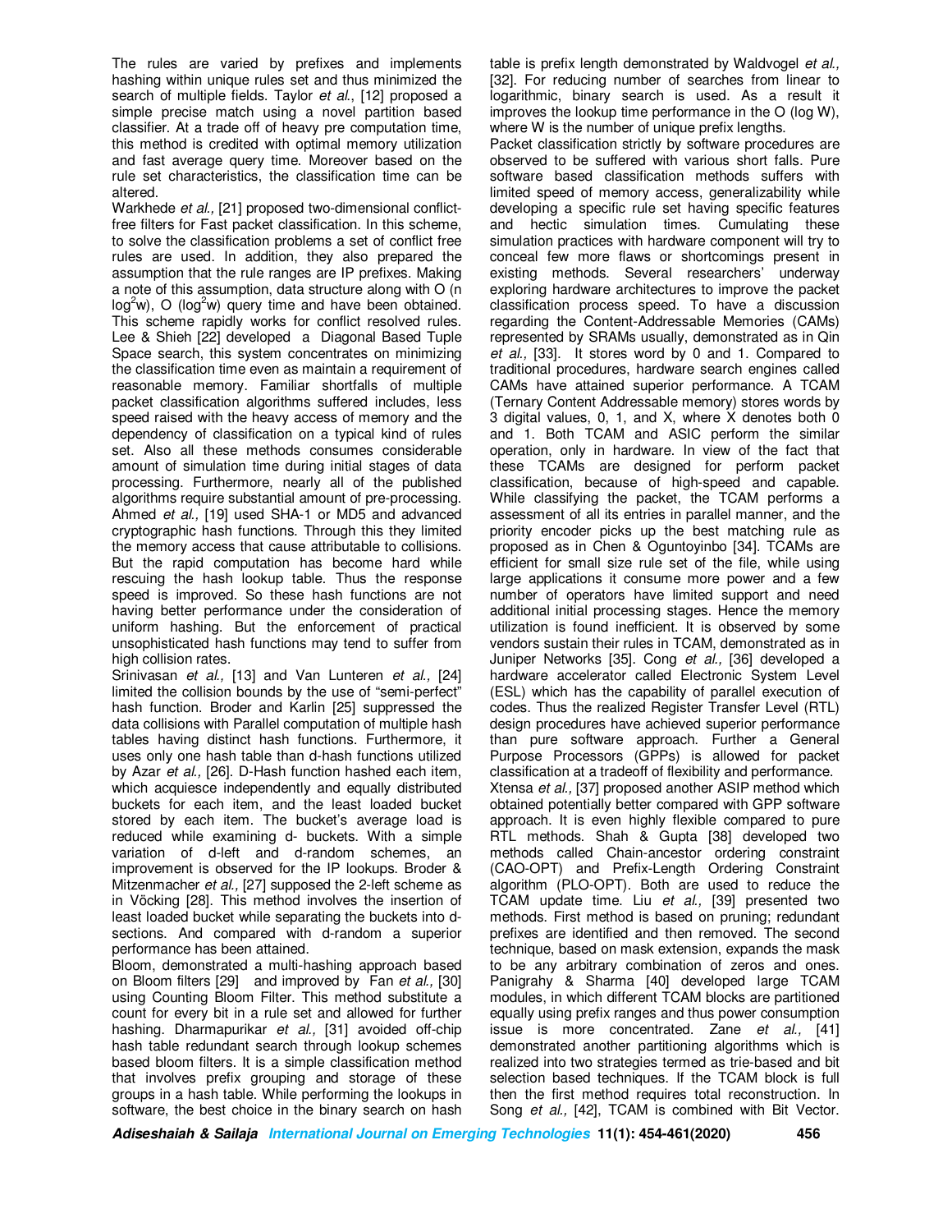The rules are varied by prefixes and implements hashing within unique rules set and thus minimized the search of multiple fields. Taylor *et al.*, [12] proposed a simple precise match using a novel partition based classifier. At a trade off of heavy pre computation time, this method is credited with optimal memory utilization and fast average query time. Moreover based on the rule set characteristics, the classification time can be altered.

Warkhede *et al.,* [21] proposed two-dimensional conflict-free filters for Fast packet classification. In this scheme, to solve the classification problems a set of conflict free rules are used. In addition, they also prepared the assumption that the rule ranges are IP prefixes. Making a note of this assumption, data structure along with O (n $\log^2$w), O ($\log^2$w) query time and have been obtained. This scheme rapidly works for conflict resolved rules. Lee & Shieh [22] developed a Diagonal Based Tuple Space search, this system concentrates on minimizing the classification time even as maintain a requirement of reasonable memory. Familiar shortfalls of multiple packet classification algorithms suffered includes, less speed raised with the heavy access of memory and the dependency of classification on a typical kind of rules set. Also all these methods consumes considerable amount of simulation time during initial stages of data processing. Furthermore, nearly all of the published algorithms require substantial amount of pre-processing. Ahmed *et al.,* [19] used SHA-1 or MD5 and advanced cryptographic hash functions. Through this they limited the memory access that cause attributable to collisions. But the rapid computation has become hard while rescuing the hash lookup table. Thus the response speed is improved. So these hash functions are not having better performance under the consideration of uniform hashing. But the enforcement of practical unsophisticated hash functions may tend to suffer from high collision rates.

Srinivasan *et al.,* [13] and Van Lunteren *et al.,* [24] limited the collision bounds by the use of "semi-perfect" hash function. Broder and Karlin [25] suppressed the data collisions with Parallel computation of multiple hash tables having distinct hash functions. Furthermore, it uses only one hash table than d-hash functions utilized by Azar *et al.,* [26]. D-Hash function hashed each item, which acquiesce independently and equally distributed buckets for each item, and the least loaded bucket stored by each item. The bucket's average load is reduced while examining d- buckets. With a simple variation of d-left and d-random schemes, an improvement is observed for the IP lookups. Broder & Mitzenmacher *et al.,* [27] supposed the 2-left scheme as in Vöcking [28]. This method involves the insertion of least loaded bucket while separating the buckets into d-sections. And compared with d-random a superior performance has been attained.

Bloom, demonstrated a multi-hashing approach based on Bloom filters [29] and improved by Fan *et al.,* [30] using Counting Bloom Filter. This method substitute a count for every bit in a rule set and allowed for further hashing. Dharmapurikar *et al.,* [31] avoided off-chip hash table redundant search through lookup schemes based bloom filters. It is a simple classification method that involves prefix grouping and storage of these groups in a hash table. While performing the lookups in software, the best choice in the binary search on hash table is prefix length demonstrated by Waldvogel *et al.,* [32]. For reducing number of searches from linear to logarithmic, binary search is used. As a result it improves the lookup time performance in the O (log W), where W is the number of unique prefix lengths.

Packet classification strictly by software procedures are observed to be suffered with various short falls. Pure software based classification methods suffers with limited speed of memory access, generalizability while developing a specific rule set having specific features and hectic simulation times. Cumulating these simulation practices with hardware component will try to conceal few more flaws or shortcomings present in existing methods. Several researchers' underway exploring hardware architectures to improve the packet classification process speed. To have a discussion regarding the Content-Addressable Memories (CAMs) represented by SRAMs usually, demonstrated as in Qin *et al.,* [33]. It stores word by 0 and 1. Compared to traditional procedures, hardware search engines called CAMs have attained superior performance. A TCAM (Ternary Content Addressable memory) stores words by 3 digital values, 0, 1, and X, where X denotes both 0 and 1. Both TCAM and ASIC perform the similar operation, only in hardware. In view of the fact that these TCAMs are designed for perform packet classification, because of high-speed and capable. While classifying the packet, the TCAM performs a assessment of all its entries in parallel manner, and the priority encoder picks up the best matching rule as proposed as in Chen & Oguntoyinbo [34]. TCAMs are efficient for small size rule set of the file, while using large applications it consume more power and a few number of operators have limited support and need additional initial processing stages. Hence the memory utilization is found inefficient. It is observed by some vendors sustain their rules in TCAM, demonstrated as in Juniper Networks [35]. Cong *et al.,* [36] developed a hardware accelerator called Electronic System Level (ESL) which has the capability of parallel execution of codes. Thus the realized Register Transfer Level (RTL) design procedures have achieved superior performance than pure software approach. Further a General Purpose Processors (GPPs) is allowed for packet classification at a tradeoff of flexibility and performance.

Xtensa *et al.,* [37] proposed another ASIP method which obtained potentially better compared with GPP software approach. It is even highly flexible compared to pure RTL methods. Shah & Gupta [38] developed two methods called Chain-ancestor ordering constraint (CAO-OPT) and Prefix-Length Ordering Constraint algorithm (PLO-OPT). Both are used to reduce the TCAM update time. Liu *et al.,* [39] presented two methods. First method is based on pruning; redundant prefixes are identified and then removed. The second technique, based on mask extension, expands the mask to be any arbitrary combination of zeros and ones. Panigrahy & Sharma [40] developed large TCAM modules, in which different TCAM blocks are partitioned equally using prefix ranges and thus power consumption issue is more concentrated. Zane *et al.,* [41] demonstrated another partitioning algorithms which is realized into two strategies termed as trie-based and bit selection based techniques. If the TCAM block is full then the first method requires total reconstruction. In Song *et al.,* [42], TCAM is combined with Bit Vector.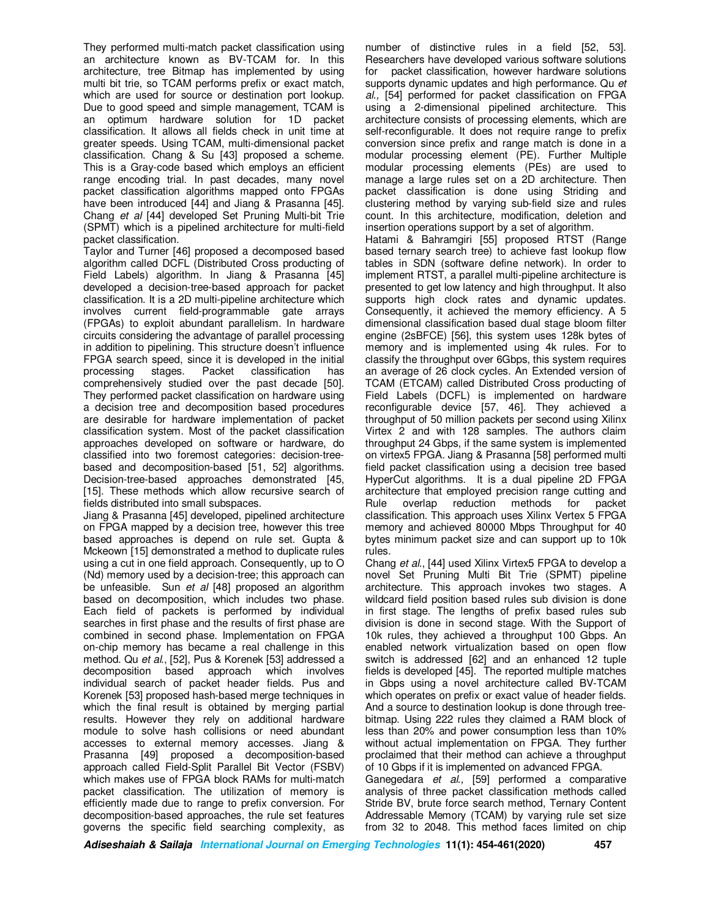They performed multi-match packet classification using an architecture known as BV-TCAM for. In this architecture, tree Bitmap has implemented by using multi bit trie, so TCAM performs prefix or exact match, which are used for source or destination port lookup. Due to good speed and simple management, TCAM is an optimum hardware solution for 1D packet classification. It allows all fields check in unit time at greater speeds. Using TCAM, multi-dimensional packet classification. Chang & Su [43] proposed a scheme. This is a Gray-code based which employs an efficient range encoding trial. In past decades, many novel packet classification algorithms mapped onto FPGAs have been introduced [44] and Jiang & Prasanna [45]. Chang *et al* [44] developed Set Pruning Multi-bit Trie (SPMT) which is a pipelined architecture for multi-field packet classification.

Taylor and Turner [46] proposed a decomposed based algorithm called DCFL (Distributed Cross producting of Field Labels) algorithm. In Jiang & Prasanna [45] developed a decision-tree-based approach for packet classification. It is a 2D multi-pipeline architecture which involves current field-programmable gate arrays (FPGAs) to exploit abundant parallelism. In hardware circuits considering the advantage of parallel processing in addition to pipelining. This structure doesn't influence FPGA search speed, since it is developed in the initial processing stages. Packet classification has comprehensively studied over the past decade [50]. They performed packet classification on hardware using a decision tree and decomposition based procedures are desirable for hardware implementation of packet classification system. Most of the packet classification approaches developed on software or hardware, do classified into two foremost categories: decision-tree-based and decomposition-based [51, 52] algorithms. Decision-tree-based approaches demonstrated [45, [15]. These methods which allow recursive search of fields distributed into small subspaces.

Jiang & Prasanna [45] developed, pipelined architecture on FPGA mapped by a decision tree, however this tree based approaches is depend on rule set. Gupta & Mckeown [15] demonstrated a method to duplicate rules using a cut in one field approach. Consequently, up to O (Nd) memory used by a decision-tree; this approach can be unfeasible. Sun *et al* [48] proposed an algorithm based on decomposition, which includes two phase. Each field of packets is performed by individual searches in first phase and the results of first phase are combined in second phase. Implementation on FPGA on-chip memory has became a real challenge in this method. Qu *et al.*, [52], Pus & Korenek [53] addressed a decomposition based approach which involves individual search of packet header fields. Pus and Korenek [53] proposed hash-based merge techniques in which the final result is obtained by merging partial results. However they rely on additional hardware module to solve hash collisions or need abundant accesses to external memory accesses. Jiang & Prasanna [49] proposed a decomposition-based approach called Field-Split Parallel Bit Vector (FSBV) which makes use of FPGA block RAMs for multi-match packet classification. The utilization of memory is efficiently made due to range to prefix conversion. For decomposition-based approaches, the rule set features governs the specific field searching complexity, as number of distinctive rules in a field [52, 53]. Researchers have developed various software solutions for packet classification, however hardware solutions supports dynamic updates and high performance. Qu *et al.,* [54] performed for packet classification on FPGA using a 2-dimensional pipelined architecture. This architecture consists of processing elements, which are self-reconfigurable. It does not require range to prefix conversion since prefix and range match is done in a modular processing element (PE). Further Multiple modular processing elements (PEs) are used to manage a large rules set on a 2D architecture. Then packet classification is done using Striding and clustering method by varying sub-field size and rules count. In this architecture, modification, deletion and insertion operations support by a set of algorithm.

Hatami & Bahramgiri [55] proposed RTST (Range based ternary search tree) to achieve fast lookup flow tables in SDN (software define network). In order to implement RTST, a parallel multi-pipeline architecture is presented to get low latency and high throughput. It also supports high clock rates and dynamic updates. Consequently, it achieved the memory efficiency. A 5 dimensional classification based dual stage bloom filter engine (2sBFCE) [56], this system uses 128k bytes of memory and is implemented using 4k rules. For to classify the throughput over 6Gbps, this system requires an average of 26 clock cycles. An Extended version of TCAM (ETCAM) called Distributed Cross producting of Field Labels (DCFL) is implemented on hardware reconfigurable device [57, 46]. They achieved a throughput of 50 million packets per second using Xilinx Virtex 2 and with 128 samples. The authors claim throughput 24 Gbps, if the same system is implemented on virtex5 FPGA. Jiang & Prasanna [58] performed multi field packet classification using a decision tree based HyperCut algorithms. It is a dual pipeline 2D FPGA architecture that employed precision range cutting and Rule overlap reduction methods for packet classification. This approach uses Xilinx Vertex 5 FPGA memory and achieved 80000 Mbps Throughput for 40 bytes minimum packet size and can support up to 10k rules.

Chang *et al.*, [44] used Xilinx Virtex5 FPGA to develop a novel Set Pruning Multi Bit Trie (SPMT) pipeline architecture. This approach invokes two stages. A wildcard field position based rules sub division is done in first stage. The lengths of prefix based rules sub division is done in second stage. With the Support of 10k rules, they achieved a throughput 100 Gbps. An enabled network virtualization based on open flow switch is addressed [62] and an enhanced 12 tuple fields is developed [45]. The reported multiple matches in Gbps using a novel architecture called BV-TCAM which operates on prefix or exact value of header fields. And a source to destination lookup is done through tree-bitmap. Using 222 rules they claimed a RAM block of less than 20% and power consumption less than 10% without actual implementation on FPGA. They further proclaimed that their method can achieve a throughput of 10 Gbps if it is implemented on advanced FPGA.

Ganegedara *et al.,* [59] performed a comparative analysis of three packet classification methods called Stride BV, brute force search method, Ternary Content Addressable Memory (TCAM) by varying rule set size from 32 to 2048. This method faces limited on chip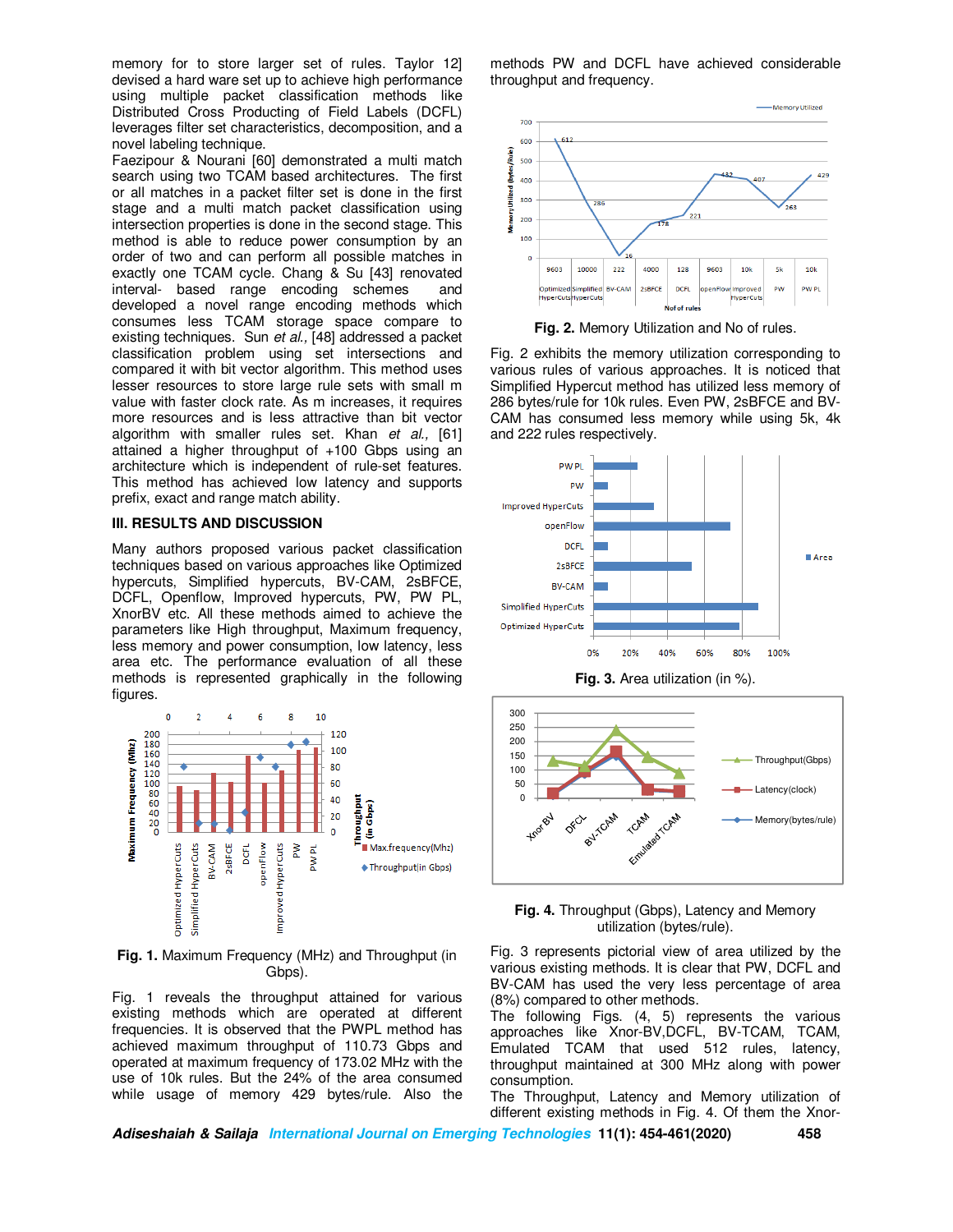memory for to store larger set of rules. Taylor 12] devised a hard ware set up to achieve high performance using multiple packet classification methods like Distributed Cross Producting of Field Labels (DCFL) leverages filter set characteristics, decomposition, and a novel labeling technique.

Faezipour & Nourani [60] demonstrated a multi match search using two TCAM based architectures. The first or all matches in a packet filter set is done in the first stage and a multi match packet classification using intersection properties is done in the second stage. This method is able to reduce power consumption by an order of two and can perform all possible matches in exactly one TCAM cycle. Chang & Su [43] renovated interval- based range encoding schemes and developed a novel range encoding methods which consumes less TCAM storage space compare to existing techniques. Sun *et al.,* [48] addressed a packet classification problem using set intersections and compared it with bit vector algorithm. This method uses lesser resources to store large rule sets with small m value with faster clock rate. As m increases, it requires more resources and is less attractive than bit vector algorithm with smaller rules set. Khan *et al.,* [61] attained a higher throughput of +100 Gbps using an architecture which is independent of rule-set features. This method has achieved low latency and supports prefix, exact and range match ability.

## III. RESULTS AND DISCUSSION

Many authors proposed various packet classification techniques based on various approaches like Optimized hypercuts, Simplified hypercuts, BV-CAM, 2sBFCE, DCFL, Openflow, Improved hypercuts, PW, PW PL, XnorBV etc. All these methods aimed to achieve the parameters like High throughput, Maximum frequency, less memory and power consumption, low latency, less area etc. The performance evaluation of all these methods is represented graphically in the following figures.

**Fig. 1.** Maximum Frequency (MHz) and Throughput (in Gbps).

Fig. 1 reveals the throughput attained for various existing methods which are operated at different frequencies. It is observed that the PWPL method has achieved maximum throughput of 110.73 Gbps and operated at maximum frequency of 173.02 MHz with the use of 10k rules. But the 24% of the area consumed while usage of memory 429 bytes/rule. Also the methods PW and DCFL have achieved considerable throughput and frequency.

**Fig. 2.** Memory Utilization and No of rules.

Fig. 2 exhibits the memory utilization corresponding to various rules of various approaches. It is noticed that Simplified Hypercut method has utilized less memory of 286 bytes/rule for 10k rules. Even PW, 2sBFCE and BV-CAM has consumed less memory while using 5k, 4k and 222 rules respectively.

**Fig. 3.** Area utilization (in %).

**Fig. 4.** Throughput (Gbps), Latency and Memory utilization (bytes/rule).

Fig. 3 represents pictorial view of area utilized by the various existing methods. It is clear that PW, DCFL and BV-CAM has used the very less percentage of area (8%) compared to other methods.

The following Figs. (4, 5) represents the various approaches like Xnor-BV,DCFL, BV-TCAM, TCAM, Emulated TCAM that used 512 rules, latency, throughput maintained at 300 MHz along with power consumption.

The Throughput, Latency and Memory utilization of different existing methods in Fig. 4. Of them the Xnor-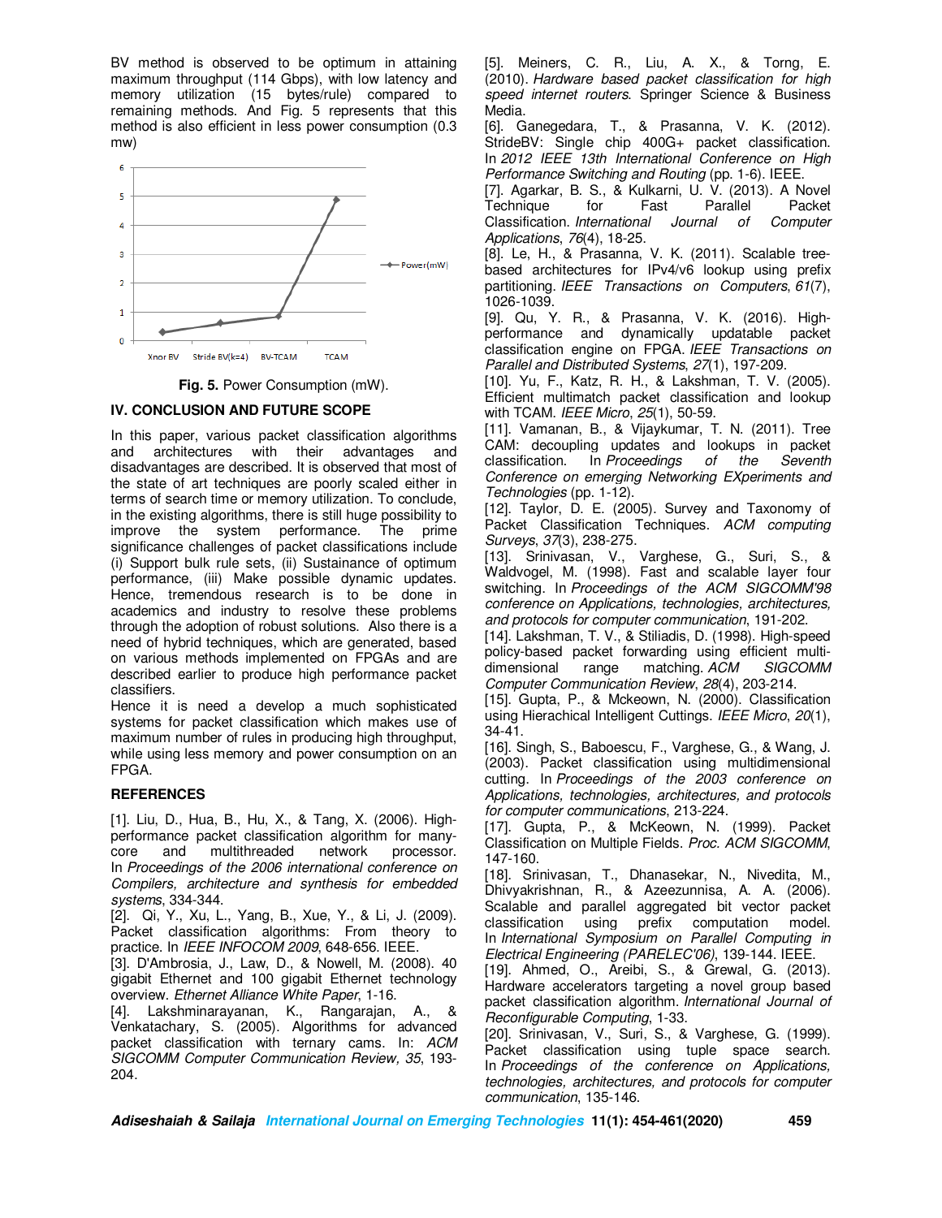BV method is observed to be optimum in attaining maximum throughput (114 Gbps), with low latency and memory utilization (15 bytes/rule) compared to remaining methods. And Fig. 5 represents that this method is also efficient in less power consumption (0.3 mw)

**Fig. 5.** Power Consumption (mW).

## IV. CONCLUSION AND FUTURE SCOPE

In this paper, various packet classification algorithms and architectures with their advantages and disadvantages are described. It is observed that most of the state of art techniques are poorly scaled either in terms of search time or memory utilization. To conclude, in the existing algorithms, there is still huge possibility to improve the system performance. The prime significance challenges of packet classifications include (i) Support bulk rule sets, (ii) Sustainance of optimum performance, (iii) Make possible dynamic updates. Hence, tremendous research is to be done in academics and industry to resolve these problems through the adoption of robust solutions. Also there is a need of hybrid techniques, which are generated, based on various methods implemented on FPGAs and are described earlier to produce high performance packet classifiers.

Hence it is need a develop a much sophisticated systems for packet classification which makes use of maximum number of rules in producing high throughput, while using less memory and power consumption on an FPGA.

## REFERENCES

[1]. Liu, D., Hua, B., Hu, X., & Tang, X. (2006). High-performance packet classification algorithm for many-core and multithreaded network processor. In *Proceedings of the 2006 international conference on Compilers, architecture and synthesis for embedded systems*, 334-344.

[2]. Qi, Y., Xu, L., Yang, B., Xue, Y., & Li, J. (2009). Packet classification algorithms: From theory to practice. In *IEEE INFOCOM 2009*, 648-656. IEEE.

[3]. D'Ambrosia, J., Law, D., & Nowell, M. (2008). 40 gigabit Ethernet and 100 gigabit Ethernet technology overview. *Ethernet Alliance White Paper*, 1-16.

[4]. Lakshminarayanan, K., Rangarajan, A., & Venkatachary, S. (2005). Algorithms for advanced packet classification with ternary cams. In: *ACM SIGCOMM Computer Communication Review, 35*, 193-204.

[5]. Meiners, C. R., Liu, A. X., & Torng, E. (2010). *Hardware based packet classification for high speed internet routers*. Springer Science & Business Media.

[6]. Ganegedara, T., & Prasanna, V. K. (2012). StrideBV: Single chip 400G+ packet classification. In *2012 IEEE 13th International Conference on High Performance Switching and Routing* (pp. 1-6). IEEE.

[7]. Agarkar, B. S., & Kulkarni, U. V. (2013). A Novel Technique for Fast Parallel Packet Classification. *International Journal of Computer Applications*, *76*(4), 18-25.

[8]. Le, H., & Prasanna, V. K. (2011). Scalable tree-based architectures for IPv4/v6 lookup using prefix partitioning. *IEEE Transactions on Computers*, *61*(7), 1026-1039.

[9]. Qu, Y. R., & Prasanna, V. K. (2016). High-performance and dynamically updatable packet classification engine on FPGA. *IEEE Transactions on Parallel and Distributed Systems*, *27*(1), 197-209.

[10]. Yu, F., Katz, R. H., & Lakshman, T. V. (2005). Efficient multimatch packet classification and lookup with TCAM. *IEEE Micro*, *25*(1), 50-59.

[11]. Vamanan, B., & Vijaykumar, T. N. (2011). Tree CAM: decoupling updates and lookups in packet classification. In *Proceedings of the Seventh Conference on emerging Networking EXperiments and Technologies* (pp. 1-12).

[12]. Taylor, D. E. (2005). Survey and Taxonomy of Packet Classification Techniques. *ACM computing Surveys*, *37*(3), 238-275.

[13]. Srinivasan, V., Varghese, G., Suri, S., & Waldvogel, M. (1998). Fast and scalable layer four switching. In *Proceedings of the ACM SIGCOMM'98 conference on Applications, technologies, architectures, and protocols for computer communication*, 191-202.

[14]. Lakshman, T. V., & Stiliadis, D. (1998). High-speed policy-based packet forwarding using efficient multi-dimensional range matching. *ACM SIGCOMM Computer Communication Review*, *28*(4), 203-214.

[15]. Gupta, P., & Mckeown, N. (2000). Classification using Hierachical Intelligent Cuttings. *IEEE Micro*, *20*(1), 34-41.

[16]. Singh, S., Baboescu, F., Varghese, G., & Wang, J. (2003). Packet classification using multidimensional cutting. In *Proceedings of the 2003 conference on Applications, technologies, architectures, and protocols for computer communications*, 213-224.

[17]. Gupta, P., & McKeown, N. (1999). Packet Classification on Multiple Fields. *Proc. ACM SIGCOMM*, 147-160.

[18]. Srinivasan, T., Dhanasekar, N., Nivedita, M., Dhivyakrishnan, R., & Azeezunnisa, A. A. (2006). Scalable and parallel aggregated bit vector packet classification using prefix computation model. In *International Symposium on Parallel Computing in Electrical Engineering (PARELEC'06)*, 139-144. IEEE.

[19]. Ahmed, O., Areibi, S., & Grewal, G. (2013). Hardware accelerators targeting a novel group based packet classification algorithm. *International Journal of Reconfigurable Computing*, 1-33.

[20]. Srinivasan, V., Suri, S., & Varghese, G. (1999). Packet classification using tuple space search. In *Proceedings of the conference on Applications, technologies, architectures, and protocols for computer communication*, 135-146.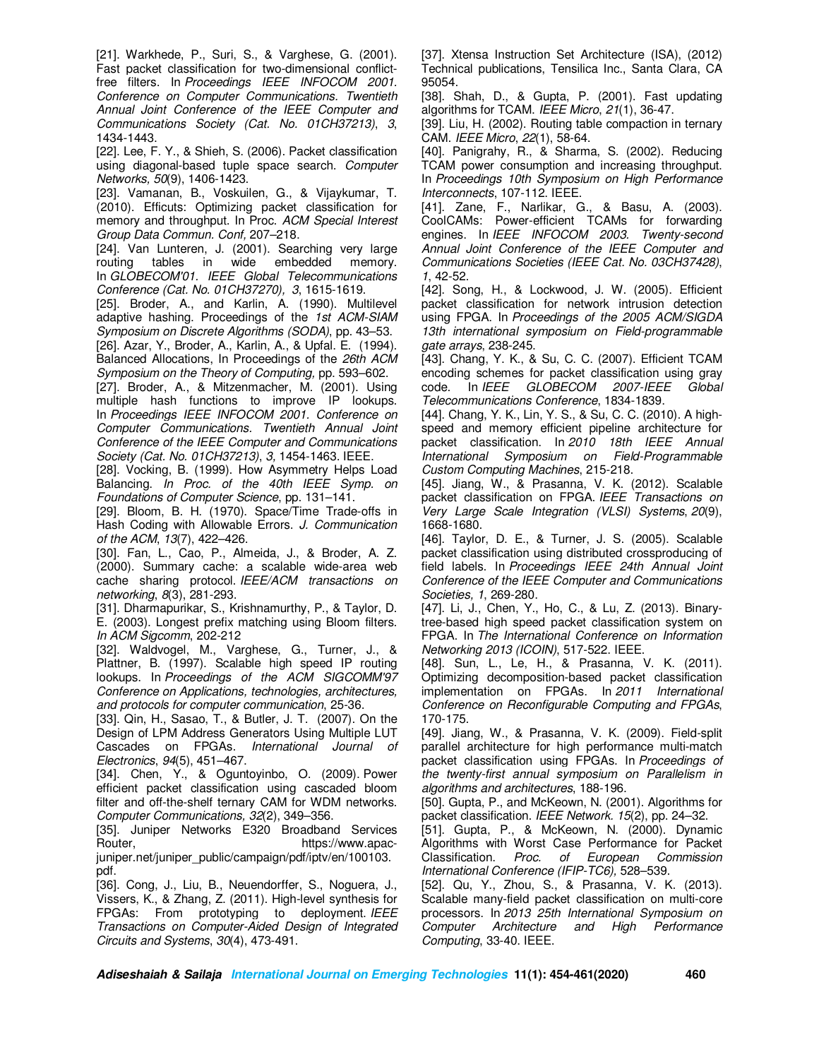[21]. Warkhede, P., Suri, S., & Varghese, G. (2001). Fast packet classification for two-dimensional conflict-free filters. In *Proceedings IEEE INFOCOM 2001. Conference on Computer Communications. Twentieth Annual Joint Conference of the IEEE Computer and Communications Society (Cat. No. 01CH37213)*, *3*, 1434-1443.

[22]. Lee, F. Y., & Shieh, S. (2006). Packet classification using diagonal-based tuple space search. *Computer Networks, 50*(9), 1406-1423.

[23]. Vamanan, B., Voskuilen, G., & Vijaykumar, T. (2010). Efficuts: Optimizing packet classification for memory and throughput. In Proc. *ACM Special Interest Group Data Commun. Conf,* 207–218.

[24]. Van Lunteren, J. (2001). Searching very large routing tables in wide embedded memory. In *GLOBECOM'01. IEEE Global Telecommunications Conference (Cat. No. 01CH37270), 3*, 1615-1619.

[25]. Broder, A., and Karlin, A. (1990). Multilevel adaptive hashing. Proceedings of the *1st ACM-SIAM Symposium on Discrete Algorithms (SODA)*, pp. 43–53.

[26]. Azar, Y., Broder, A., Karlin, A., & Upfal. E. (1994). Balanced Allocations, In Proceedings of the *26th ACM Symposium on the Theory of Computing,* pp. 593–602.

[27]. Broder, A., & Mitzenmacher, M. (2001). Using multiple hash functions to improve IP lookups. In *Proceedings IEEE INFOCOM 2001. Conference on Computer Communications. Twentieth Annual Joint Conference of the IEEE Computer and Communications Society (Cat. No. 01CH37213)*, *3*, 1454-1463. IEEE.

[28]. Vocking, B. (1999). How Asymmetry Helps Load Balancing. *In Proc. of the 40th IEEE Symp. on Foundations of Computer Science*, pp. 131–141.

[29]. Bloom, B. H. (1970). Space/Time Trade-offs in Hash Coding with Allowable Errors. *J. Communication of the ACM*, *13*(7), 422–426.

[30]. Fan, L., Cao, P., Almeida, J., & Broder, A. Z. (2000). Summary cache: a scalable wide-area web cache sharing protocol. *IEEE/ACM transactions on networking*, *8*(3), 281-293.

[31]. Dharmapurikar, S., Krishnamurthy, P., & Taylor, D. E. (2003). Longest prefix matching using Bloom filters. *In ACM Sigcomm*, 202-212

[32]. Waldvogel, M., Varghese, G., Turner, J., & Plattner, B. (1997). Scalable high speed IP routing lookups. In *Proceedings of the ACM SIGCOMM'97 Conference on Applications, technologies, architectures, and protocols for computer communication,* 25-36.

[33]. Qin, H., Sasao, T., & Butler, J. T. (2007). On the Design of LPM Address Generators Using Multiple LUT Cascades on FPGAs. *International Journal of Electronics*, *94*(5), 451–467.

[34]. Chen, Y., & Oguntoyinbo, O. (2009). Power efficient packet classification using cascaded bloom filter and off-the-shelf ternary CAM for WDM networks. *Computer Communications, 32*(2), 349–356.

[35]. Juniper Networks E320 Broadband Services Router, https://www.apac-juniper.net/juniper_public/campaign/pdf/iptv/en/100103.pdf.

[36]. Cong, J., Liu, B., Neuendorffer, S., Noguera, J., Vissers, K., & Zhang, Z. (2011). High-level synthesis for FPGAs: From prototyping to deployment. *IEEE Transactions on Computer-Aided Design of Integrated Circuits and Systems*, *30*(4), 473-491.

[37]. Xtensa Instruction Set Architecture (ISA), (2012) Technical publications, Tensilica Inc., Santa Clara, CA 95054.

[38]. Shah, D., & Gupta, P. (2001). Fast updating algorithms for TCAM. *IEEE Micro*, *21*(1), 36-47.

[39]. Liu, H. (2002). Routing table compaction in ternary CAM. *IEEE Micro*, *22*(1), 58-64.

[40]. Panigrahy, R., & Sharma, S. (2002). Reducing TCAM power consumption and increasing throughput. In *Proceedings 10th Symposium on High Performance Interconnects*, 107-112. IEEE.

[41]. Zane, F., Narlikar, G., & Basu, A. (2003). CoolCAMs: Power-efficient TCAMs for forwarding engines. In *IEEE INFOCOM 2003. Twenty-second Annual Joint Conference of the IEEE Computer and Communications Societies (IEEE Cat. No. 03CH37428)*, *1*, 42-52.

[42]. Song, H., & Lockwood, J. W. (2005). Efficient packet classification for network intrusion detection using FPGA. In *Proceedings of the 2005 ACM/SIGDA 13th international symposium on Field-programmable gate arrays*, 238-245.

[43]. Chang, Y. K., & Su, C. C. (2007). Efficient TCAM encoding schemes for packet classification using gray code. In *IEEE GLOBECOM 2007-IEEE Global Telecommunications Conference*, 1834-1839.

[44]. Chang, Y. K., Lin, Y. S., & Su, C. C. (2010). A high-speed and memory efficient pipeline architecture for packet classification. In *2010 18th IEEE Annual International Symposium on Field-Programmable Custom Computing Machines*, 215-218.

[45]. Jiang, W., & Prasanna, V. K. (2012). Scalable packet classification on FPGA. *IEEE Transactions on Very Large Scale Integration (VLSI) Systems*, *20*(9), 1668-1680.

[46]. Taylor, D. E., & Turner, J. S. (2005). Scalable packet classification using distributed crossproducing of field labels. In *Proceedings IEEE 24th Annual Joint Conference of the IEEE Computer and Communications Societies, 1*, 269-280.

[47]. Li, J., Chen, Y., Ho, C., & Lu, Z. (2013). Binary-tree-based high speed packet classification system on FPGA. In *The International Conference on Information Networking 2013 (ICOIN)*, 517-522. IEEE.

[48]. Sun, L., Le, H., & Prasanna, V. K. (2011). Optimizing decomposition-based packet classification implementation on FPGAs. In *2011 International Conference on Reconfigurable Computing and FPGAs*, 170-175.

[49]. Jiang, W., & Prasanna, V. K. (2009). Field-split parallel architecture for high performance multi-match packet classification using FPGAs. In *Proceedings of the twenty-first annual symposium on Parallelism in algorithms and architectures*, 188-196.

[50]. Gupta, P., and McKeown, N. (2001). Algorithms for packet classification. *IEEE Network. 15*(2), pp. 24–32.

[51]. Gupta, P., & McKeown, N. (2000). Dynamic Algorithms with Worst Case Performance for Packet Classification. *Proc. of European Commission International Conference (IFIP-TC6),* 528–539.

[52]. Qu, Y., Zhou, S., & Prasanna, V. K. (2013). Scalable many-field packet classification on multi-core processors. In *2013 25th International Symposium on Computer Architecture and High Performance Computing*, 33-40. IEEE.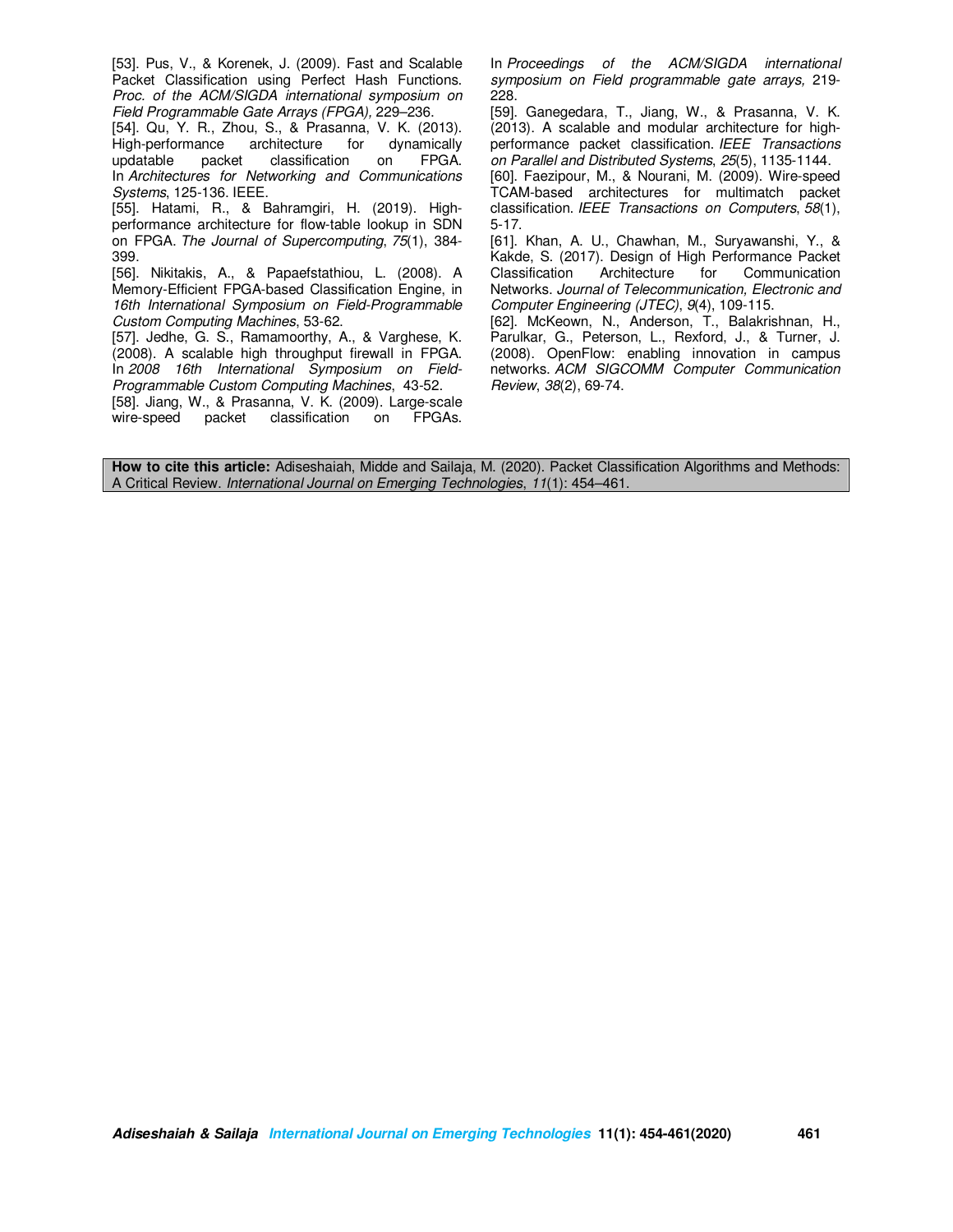[53]. Pus, V., & Korenek, J. (2009). Fast and Scalable Packet Classification using Perfect Hash Functions. *Proc. of the ACM/SIGDA international symposium on Field Programmable Gate Arrays (FPGA),* 229–236.

[54]. Qu, Y. R., Zhou, S., & Prasanna, V. K. (2013). High-performance architecture for dynamically updatable packet classification on FPGA. In *Architectures for Networking and Communications Systems*, 125-136. IEEE.

[55]. Hatami, R., & Bahramgiri, H. (2019). High-performance architecture for flow-table lookup in SDN on FPGA. *The Journal of Supercomputing*, *75*(1), 384-399.

[56]. Nikitakis, A., & Papaefstathiou, L. (2008). A Memory-Efficient FPGA-based Classification Engine, in *16th International Symposium on Field-Programmable Custom Computing Machines*, 53-62.

[57]. Jedhe, G. S., Ramamoorthy, A., & Varghese, K. (2008). A scalable high throughput firewall in FPGA. In *2008 16th International Symposium on Field-Programmable Custom Computing Machines*, 43-52.

[58]. Jiang, W., & Prasanna, V. K. (2009). Large-scale wire-speed packet classification on FPGAs. In *Proceedings of the ACM/SIGDA international symposium on Field programmable gate arrays,* 219-228.

[59]. Ganegedara, T., Jiang, W., & Prasanna, V. K. (2013). A scalable and modular architecture for high-performance packet classification. *IEEE Transactions on Parallel and Distributed Systems*, *25*(5), 1135-1144.

[60]. Faezipour, M., & Nourani, M. (2009). Wire-speed TCAM-based architectures for multimatch packet classification. *IEEE Transactions on Computers*, *58*(1), 5-17.

[61]. Khan, A. U., Chawhan, M., Suryawanshi, Y., & Kakde, S. (2017). Design of High Performance Packet Classification Architecture for Communication Networks. *Journal of Telecommunication, Electronic and Computer Engineering (JTEC)*, *9*(4), 109-115.

[62]. McKeown, N., Anderson, T., Balakrishnan, H., Parulkar, G., Peterson, L., Rexford, J., & Turner, J. (2008). OpenFlow: enabling innovation in campus networks. *ACM SIGCOMM Computer Communication Review*, *38*(2), 69-74.

**How to cite this article:** Adiseshaiah, Midde and Sailaja, M. (2020). Packet Classification Algorithms and Methods: A Critical Review. *International Journal on Emerging Technologies*, *11*(1): 454–461.